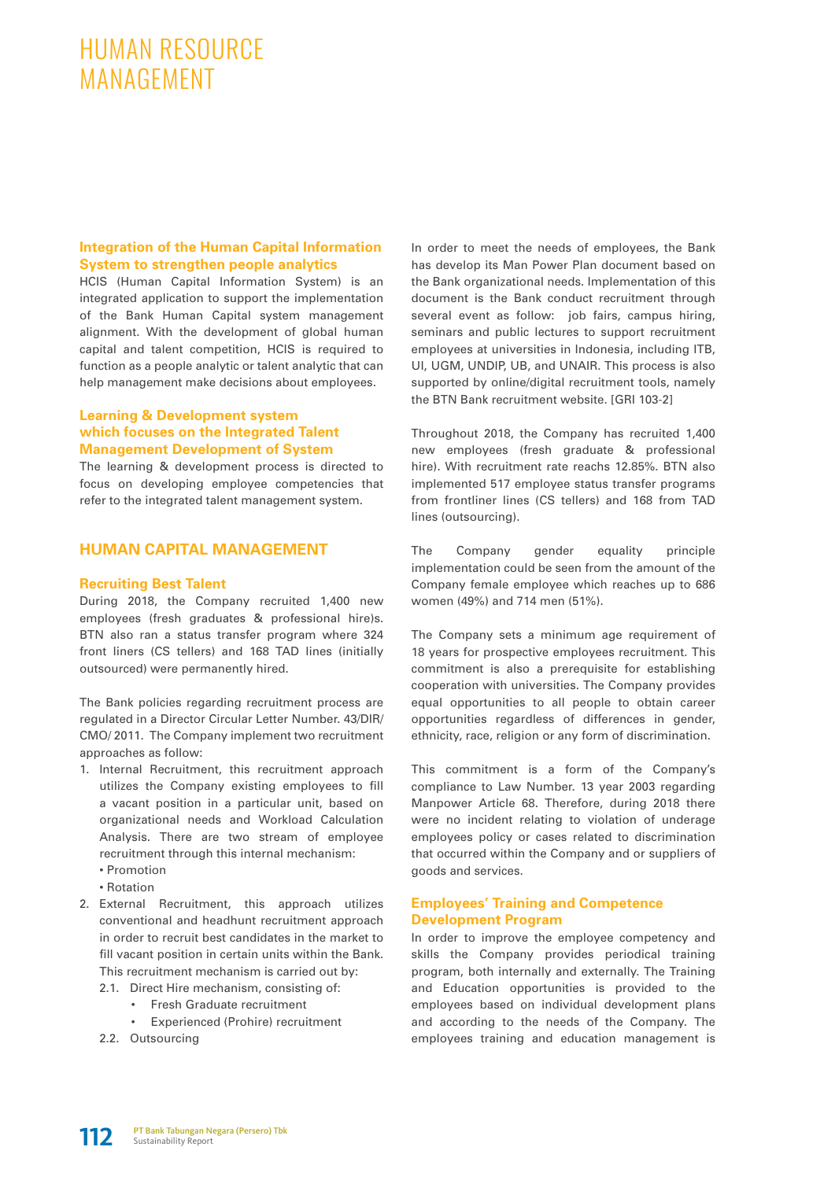# HUMAN RESOURCE MANAGEMENT

### Integration of the Human Capital Information System to strengthen people analytics

HCIS (Human Capital Information System) is an integrated application to support the implementation of the Bank Human Capital system management alignment. With the development of global human capital and talent competition, HCIS is required to function as a people analytic or talent analytic that can help management make decisions about employees.

### Learning & Development system which focuses on the Integrated Talent Management Development of System

The learning & development process is directed to focus on developing employee competencies that refer to the integrated talent management system.

## HUMAN CAPITAL MANAGEMENT

### Recruiting Best Talent

During 2018, the Company recruited 1,400 new employees (fresh graduates & professional hire)s. BTN also ran a status transfer program where 324 front liners (CS tellers) and 168 TAD lines (initially outsourced) were permanently hired.

The Bank policies regarding recruitment process are regulated in a Director Circular Letter Number. 43/DIR/CMO/ 2011. The Company implement two recruitment approaches as follow:

1. Internal Recruitment, this recruitment approach utilizes the Company existing employees to fill a vacant position in a particular unit, based on organizational needs and Workload Calculation Analysis. There are two stream of employee recruitment through this internal mechanism:
   - Promotion
   - Rotation
2. External Recruitment, this approach utilizes conventional and headhunt recruitment approach in order to recruit best candidates in the market to fill vacant position in certain units within the Bank. This recruitment mechanism is carried out by:
   - 2.1. Direct Hire mechanism, consisting of:
     - Fresh Graduate recruitment
     - Experienced (Prohire) recruitment
   - 2.2. Outsourcing

In order to meet the needs of employees, the Bank has develop its Man Power Plan document based on the Bank organizational needs. Implementation of this document is the Bank conduct recruitment through several event as follow: job fairs, campus hiring, seminars and public lectures to support recruitment employees at universities in Indonesia, including ITB, UI, UGM, UNDIP, UB, and UNAIR. This process is also supported by online/digital recruitment tools, namely the BTN Bank recruitment website. [GRI 103-2]

Throughout 2018, the Company has recruited 1,400 new employees (fresh graduate & professional hire). With recruitment rate reachs 12.85%. BTN also implemented 517 employee status transfer programs from frontliner lines (CS tellers) and 168 from TAD lines (outsourcing).

The Company gender equality principle implementation could be seen from the amount of the Company female employee which reaches up to 686 women (49%) and 714 men (51%).

The Company sets a minimum age requirement of 18 years for prospective employees recruitment. This commitment is also a prerequisite for establishing cooperation with universities. The Company provides equal opportunities to all people to obtain career opportunities regardless of differences in gender, ethnicity, race, religion or any form of discrimination.

This commitment is a form of the Company's compliance to Law Number. 13 year 2003 regarding Manpower Article 68. Therefore, during 2018 there were no incident relating to violation of underage employees policy or cases related to discrimination that occurred within the Company and or suppliers of goods and services.

### Employees' Training and Competence Development Program

In order to improve the employee competency and skills the Company provides periodical training program, both internally and externally. The Training and Education opportunities is provided to the employees based on individual development plans and according to the needs of the Company. The employees training and education management is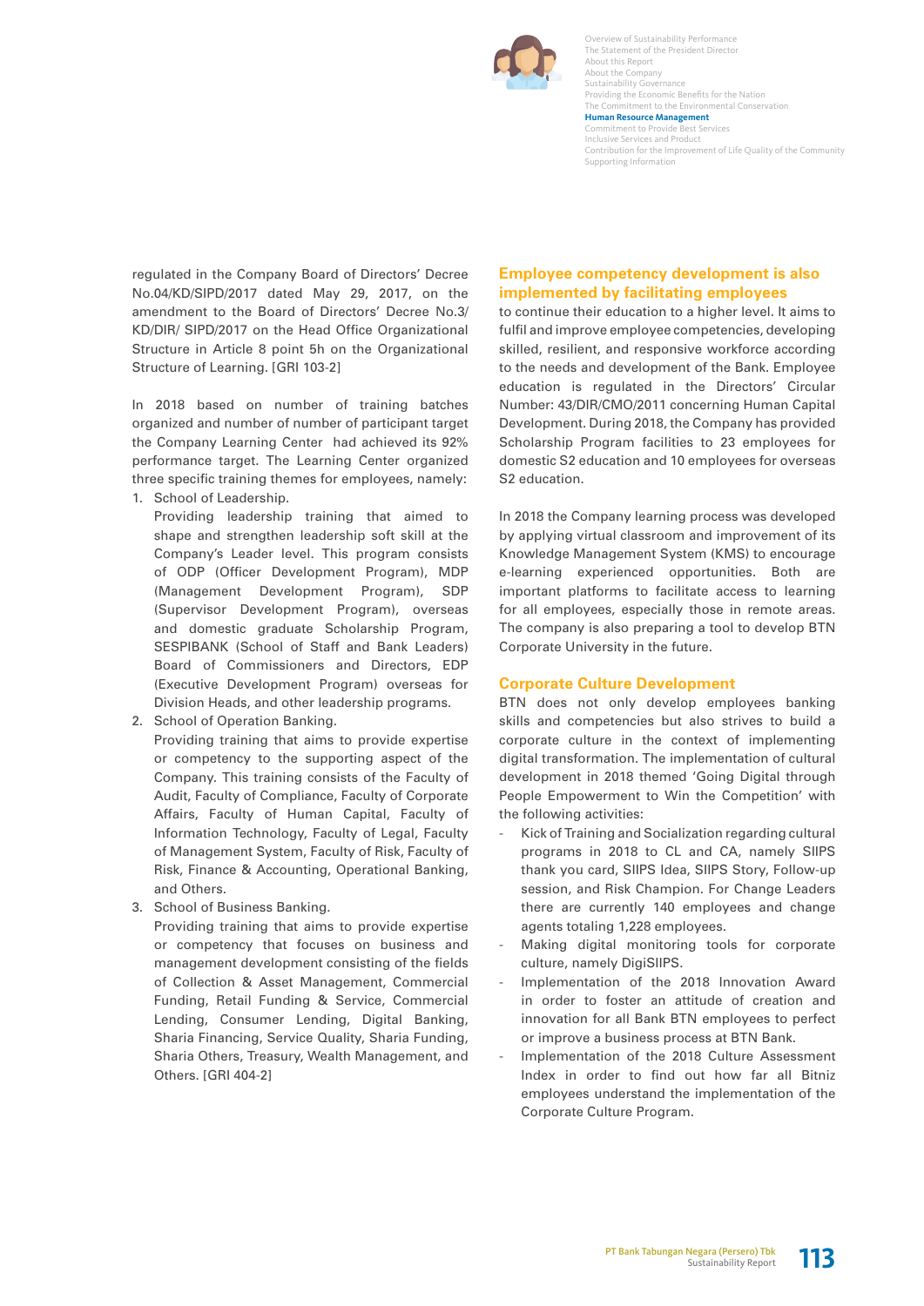regulated in the Company Board of Directors' Decree No.04/KD/SIPD/2017 dated May 29, 2017, on the amendment to the Board of Directors' Decree No.3/KD/DIR/ SIPD/2017 on the Head Office Organizational Structure in Article 8 point 5h on the Organizational Structure of Learning. [GRI 103-2]

In 2018 based on number of training batches organized and number of number of participant target the Company Learning Center had achieved its 92% performance target. The Learning Center organized three specific training themes for employees, namely:

1. School of Leadership.
   Providing leadership training that aimed to shape and strengthen leadership soft skill at the Company's Leader level. This program consists of ODP (Officer Development Program), MDP (Management Development Program), SDP (Supervisor Development Program), overseas and domestic graduate Scholarship Program, SESPIBANK (School of Staff and Bank Leaders) Board of Commissioners and Directors, EDP (Executive Development Program) overseas for Division Heads, and other leadership programs.
2. School of Operation Banking.
   Providing training that aims to provide expertise or competency to the supporting aspect of the Company. This training consists of the Faculty of Audit, Faculty of Compliance, Faculty of Corporate Affairs, Faculty of Human Capital, Faculty of Information Technology, Faculty of Legal, Faculty of Management System, Faculty of Risk, Faculty of Risk, Finance & Accounting, Operational Banking, and Others.
3. School of Business Banking.
   Providing training that aims to provide expertise or competency that focuses on business and management development consisting of the fields of Collection & Asset Management, Commercial Funding, Retail Funding & Service, Commercial Lending, Consumer Lending, Digital Banking, Sharia Financing, Service Quality, Sharia Funding, Sharia Others, Treasury, Wealth Management, and Others. [GRI 404-2]

## Employee competency development is also implemented by facilitating employees

to continue their education to a higher level. It aims to fulfil and improve employee competencies, developing skilled, resilient, and responsive workforce according to the needs and development of the Bank. Employee education is regulated in the Directors' Circular Number: 43/DIR/CMO/2011 concerning Human Capital Development. During 2018, the Company has provided Scholarship Program facilities to 23 employees for domestic S2 education and 10 employees for overseas S2 education.

In 2018 the Company learning process was developed by applying virtual classroom and improvement of its Knowledge Management System (KMS) to encourage e-learning experienced opportunities. Both are important platforms to facilitate access to learning for all employees, especially those in remote areas. The company is also preparing a tool to develop BTN Corporate University in the future.

## Corporate Culture Development

BTN does not only develop employees banking skills and competencies but also strives to build a corporate culture in the context of implementing digital transformation. The implementation of cultural development in 2018 themed 'Going Digital through People Empowerment to Win the Competition' with the following activities:

- Kick of Training and Socialization regarding cultural programs in 2018 to CL and CA, namely SIIPS thank you card, SIIPS Idea, SIIPS Story, Follow-up session, and Risk Champion. For Change Leaders there are currently 140 employees and change agents totaling 1,228 employees.
- Making digital monitoring tools for corporate culture, namely DigiSIIPS.
- Implementation of the 2018 Innovation Award in order to foster an attitude of creation and innovation for all Bank BTN employees to perfect or improve a business process at BTN Bank.
- Implementation of the 2018 Culture Assessment Index in order to find out how far all Bitniz employees understand the implementation of the Corporate Culture Program.